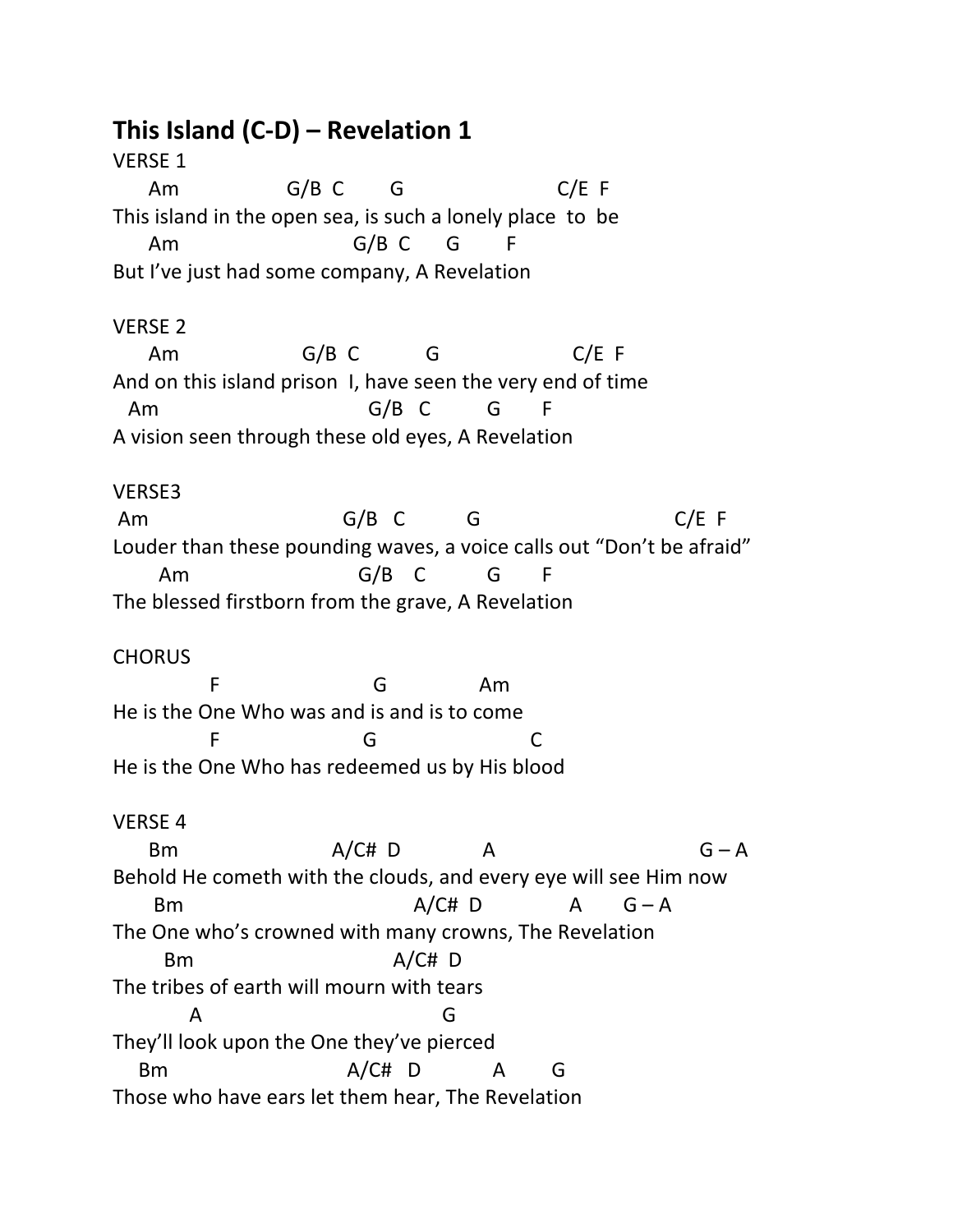# This Island (C-D) – Revelation 1

```
VERSE 1
      Am                  G/B  C        G                         C/E  F
This island in the open sea, is such a lonely place  to  be
      Am                            G/B  C      G        F
But I've just had some company, A Revelation

VERSE 2
      Am                    G/B  C           G                      C/E  F
And on this island prison  I, have seen the very end of time
   Am                               G/B   C          G       F
A vision seen through these old eyes, A Revelation

VERSE3
 Am                             G/B   C           G                              C/E  F
Louder than these pounding waves, a voice calls out "Don't be afraid"
        Am                        G/B    C           G       F
The blessed firstborn from the grave, A Revelation

CHORUS
              F                         G               Am
He is the One Who was and is and is to come
              F                       G                         C
He is the One Who has redeemed us by His blood

VERSE 4
      Bm                      A/C#  D              A                              G – A
Behold He cometh with the clouds, and every eye will see Him now
       Bm                                   A/C#  D               A       G – A
The One who's crowned with many crowns, The Revelation
         Bm                              A/C#  D
The tribes of earth will mourn with tears
             A                               G
They'll look upon the One they've pierced
    Bm                            A/C#   D            A       G
Those who have ears let them hear, The Revelation
```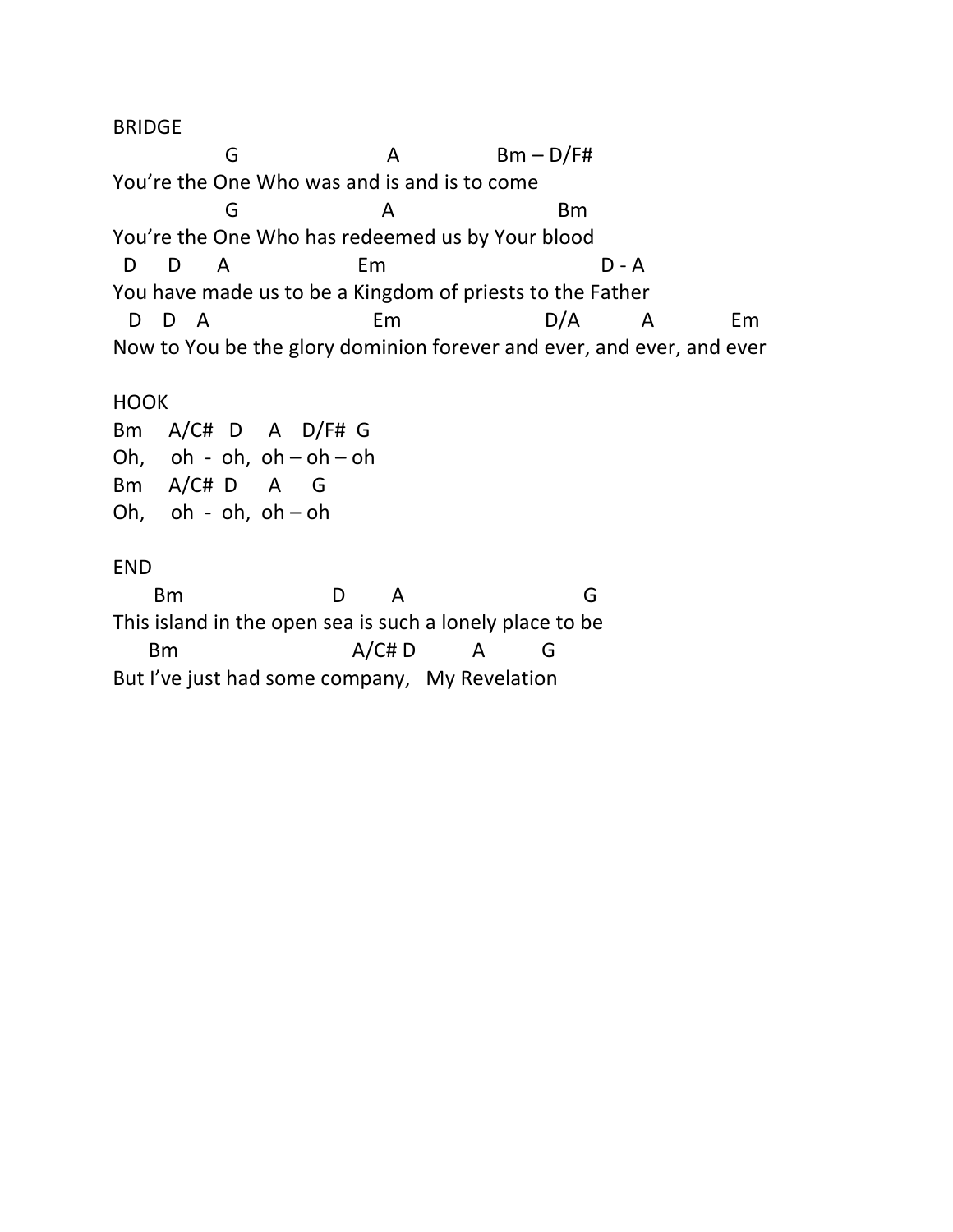BRIDGE

```
              G                    A              Bm – D/F#
You're the One Who was and is and is to come
              G                   A                    Bm
You're the One Who has redeemed us by Your blood
  D     D     A                 Em                          D - A
You have made us to be a Kingdom of priests to the Father
   D   D   A                      Em                  D/A        A          Em
Now to You be the glory dominion forever and ever, and ever, and ever
```

HOOK

```
Bm    A/C#   D    A    D/F#  G
Oh,    oh  -  oh,  oh – oh – oh
Bm    A/C#  D     A     G
Oh,    oh  -  oh,  oh – oh
```

END

```
      Bm                     D       A                       G
This island in the open sea is such a lonely place to be
     Bm                         A/C# D        A        G
But I've just had some company,   My Revelation
```